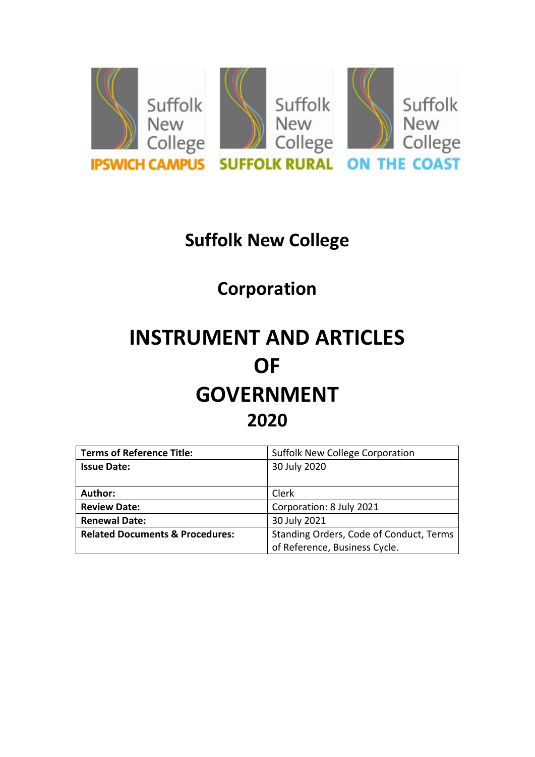Suffolk New College IPSWICH CAMPUS | Suffolk New College SUFFOLK RURAL | Suffolk New College ON THE COAST

# Suffolk New College

## Corporation

# INSTRUMENT AND ARTICLES OF GOVERNMENT 2020

| **Terms of Reference Title:** | Suffolk New College Corporation |
|---|---|
| **Issue Date:** | 30 July 2020 |
| **Author:** | Clerk |
| **Review Date:** | Corporation: 8 July 2021 |
| **Renewal Date:** | 30 July 2021 |
| **Related Documents & Procedures:** | Standing Orders, Code of Conduct, Terms of Reference, Business Cycle. |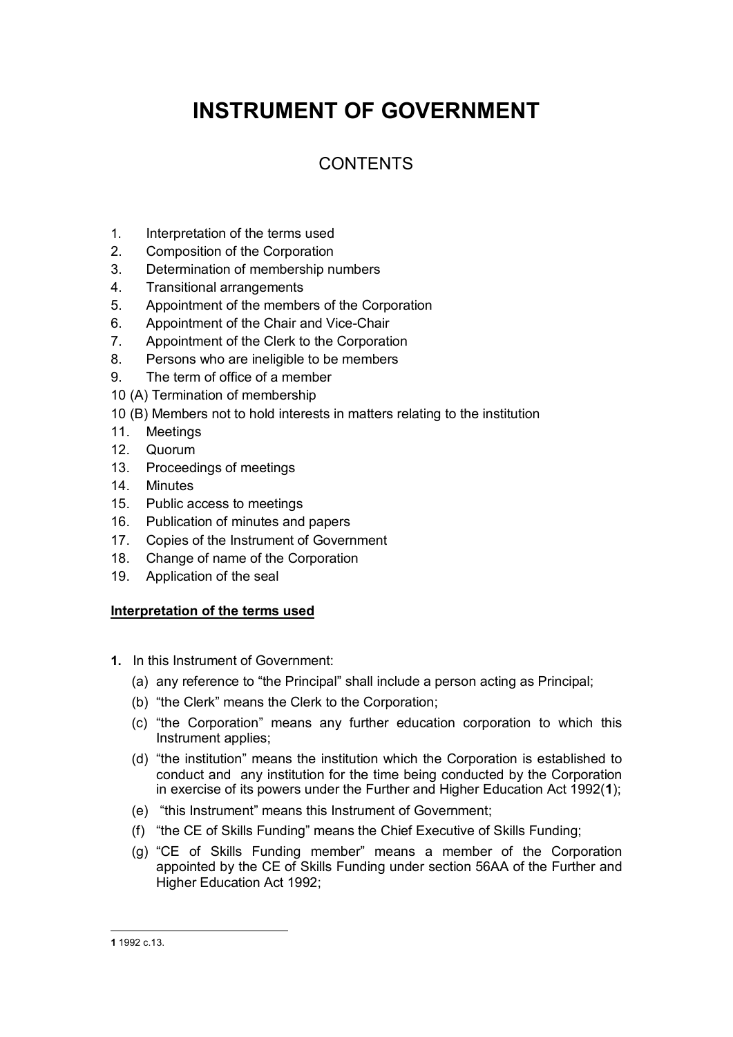# INSTRUMENT OF GOVERNMENT

## CONTENTS

1. Interpretation of the terms used
2. Composition of the Corporation
3. Determination of membership numbers
4. Transitional arrangements
5. Appointment of the members of the Corporation
6. Appointment of the Chair and Vice-Chair
7. Appointment of the Clerk to the Corporation
8. Persons who are ineligible to be members
9. The term of office of a member

10 (A) Termination of membership

10 (B) Members not to hold interests in matters relating to the institution

11. Meetings
12. Quorum
13. Proceedings of meetings
14. Minutes
15. Public access to meetings
16. Publication of minutes and papers
17. Copies of the Instrument of Government
18. Change of name of the Corporation
19. Application of the seal

**<u>Interpretation of the terms used</u>**

**1.** In this Instrument of Government:

(a) any reference to "the Principal" shall include a person acting as Principal;

(b) "the Clerk" means the Clerk to the Corporation;

(c) "the Corporation" means any further education corporation to which this Instrument applies;

(d) "the institution" means the institution which the Corporation is established to conduct and any institution for the time being conducted by the Corporation in exercise of its powers under the Further and Higher Education Act 1992(**1**);

(e) "this Instrument" means this Instrument of Government;

(f) "the CE of Skills Funding" means the Chief Executive of Skills Funding;

(g) "CE of Skills Funding member" means a member of the Corporation appointed by the CE of Skills Funding under section 56AA of the Further and Higher Education Act 1992;

---

**1** 1992 c.13.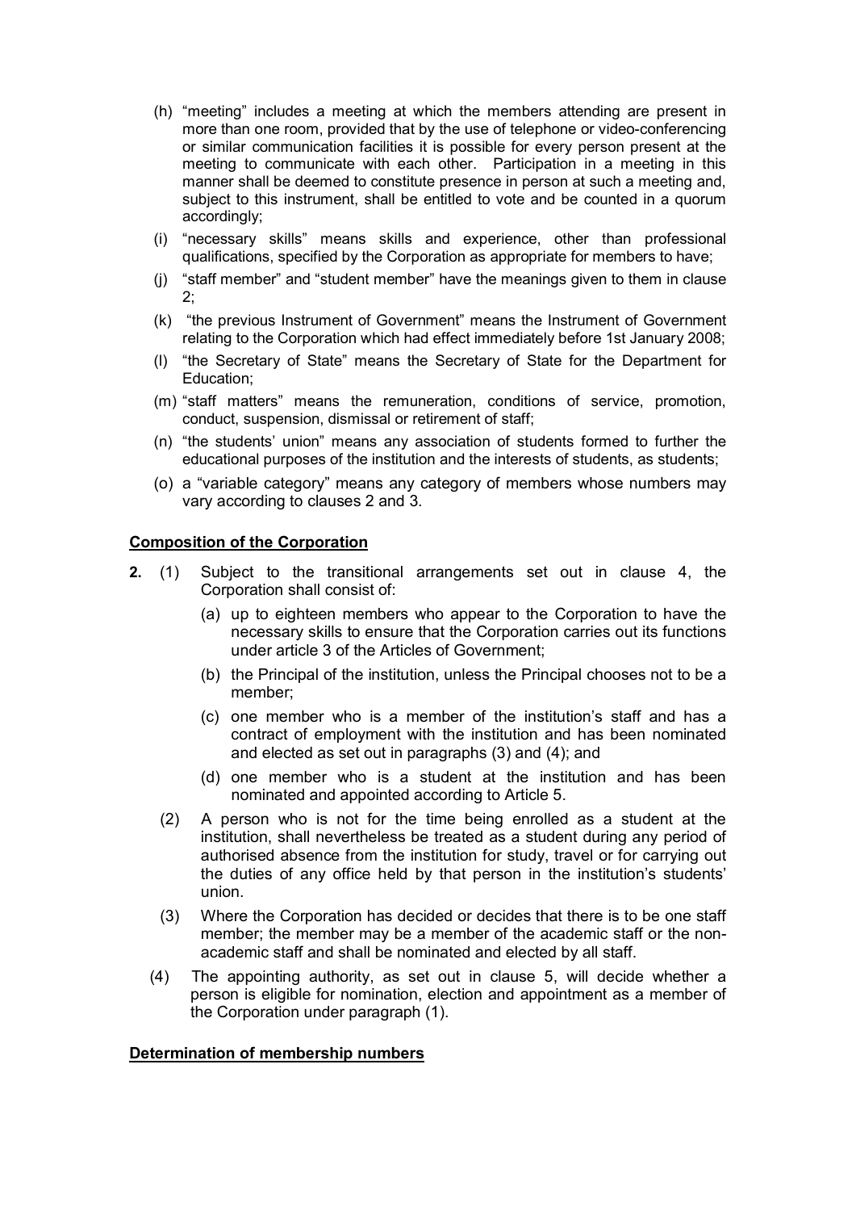(h) "meeting" includes a meeting at which the members attending are present in more than one room, provided that by the use of telephone or video-conferencing or similar communication facilities it is possible for every person present at the meeting to communicate with each other. Participation in a meeting in this manner shall be deemed to constitute presence in person at such a meeting and, subject to this instrument, shall be entitled to vote and be counted in a quorum accordingly;

(i) "necessary skills" means skills and experience, other than professional qualifications, specified by the Corporation as appropriate for members to have;

(j) "staff member" and "student member" have the meanings given to them in clause 2;

(k) "the previous Instrument of Government" means the Instrument of Government relating to the Corporation which had effect immediately before 1st January 2008;

(l) "the Secretary of State" means the Secretary of State for the Department for Education;

(m) "staff matters" means the remuneration, conditions of service, promotion, conduct, suspension, dismissal or retirement of staff;

(n) "the students' union" means any association of students formed to further the educational purposes of the institution and the interests of students, as students;

(o) a "variable category" means any category of members whose numbers may vary according to clauses 2 and 3.

**Composition of the Corporation**

**2.** (1) Subject to the transitional arrangements set out in clause 4, the Corporation shall consist of:

(a) up to eighteen members who appear to the Corporation to have the necessary skills to ensure that the Corporation carries out its functions under article 3 of the Articles of Government;

(b) the Principal of the institution, unless the Principal chooses not to be a member;

(c) one member who is a member of the institution's staff and has a contract of employment with the institution and has been nominated and elected as set out in paragraphs (3) and (4); and

(d) one member who is a student at the institution and has been nominated and appointed according to Article 5.

(2) A person who is not for the time being enrolled as a student at the institution, shall nevertheless be treated as a student during any period of authorised absence from the institution for study, travel or for carrying out the duties of any office held by that person in the institution's students' union.

(3) Where the Corporation has decided or decides that there is to be one staff member; the member may be a member of the academic staff or the non-academic staff and shall be nominated and elected by all staff.

(4) The appointing authority, as set out in clause 5, will decide whether a person is eligible for nomination, election and appointment as a member of the Corporation under paragraph (1).

**Determination of membership numbers**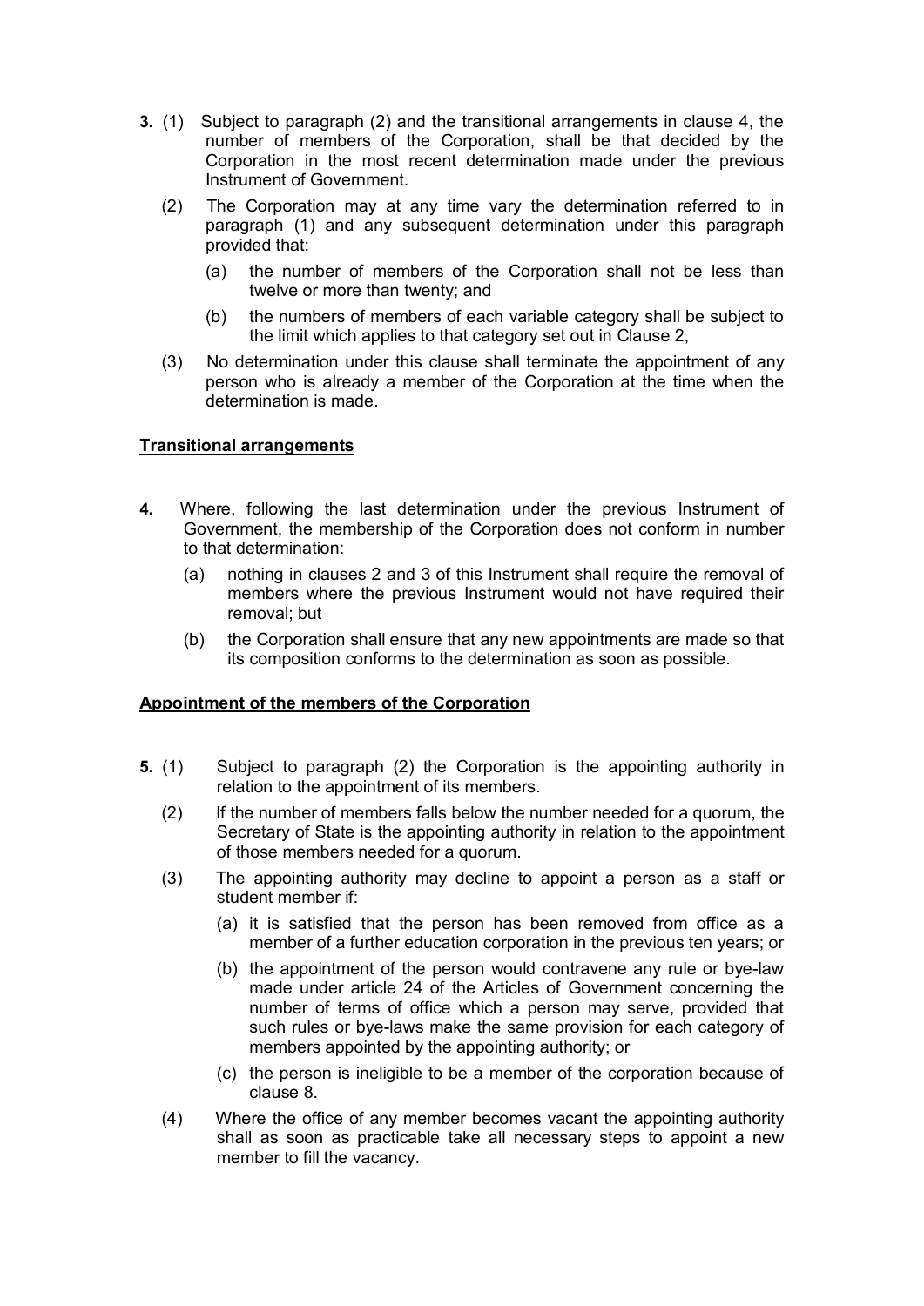**3.** (1) Subject to paragraph (2) and the transitional arrangements in clause 4, the number of members of the Corporation, shall be that decided by the Corporation in the most recent determination made under the previous Instrument of Government.

(2) The Corporation may at any time vary the determination referred to in paragraph (1) and any subsequent determination under this paragraph provided that:

(a) the number of members of the Corporation shall not be less than twelve or more than twenty; and

(b) the numbers of members of each variable category shall be subject to the limit which applies to that category set out in Clause 2,

(3) No determination under this clause shall terminate the appointment of any person who is already a member of the Corporation at the time when the determination is made.

## Transitional arrangements

**4.** Where, following the last determination under the previous Instrument of Government, the membership of the Corporation does not conform in number to that determination:

(a) nothing in clauses 2 and 3 of this Instrument shall require the removal of members where the previous Instrument would not have required their removal; but

(b) the Corporation shall ensure that any new appointments are made so that its composition conforms to the determination as soon as possible.

## Appointment of the members of the Corporation

**5.** (1) Subject to paragraph (2) the Corporation is the appointing authority in relation to the appointment of its members.

(2) If the number of members falls below the number needed for a quorum, the Secretary of State is the appointing authority in relation to the appointment of those members needed for a quorum.

(3) The appointing authority may decline to appoint a person as a staff or student member if:

(a) it is satisfied that the person has been removed from office as a member of a further education corporation in the previous ten years; or

(b) the appointment of the person would contravene any rule or bye-law made under article 24 of the Articles of Government concerning the number of terms of office which a person may serve, provided that such rules or bye-laws make the same provision for each category of members appointed by the appointing authority; or

(c) the person is ineligible to be a member of the corporation because of clause 8.

(4) Where the office of any member becomes vacant the appointing authority shall as soon as practicable take all necessary steps to appoint a new member to fill the vacancy.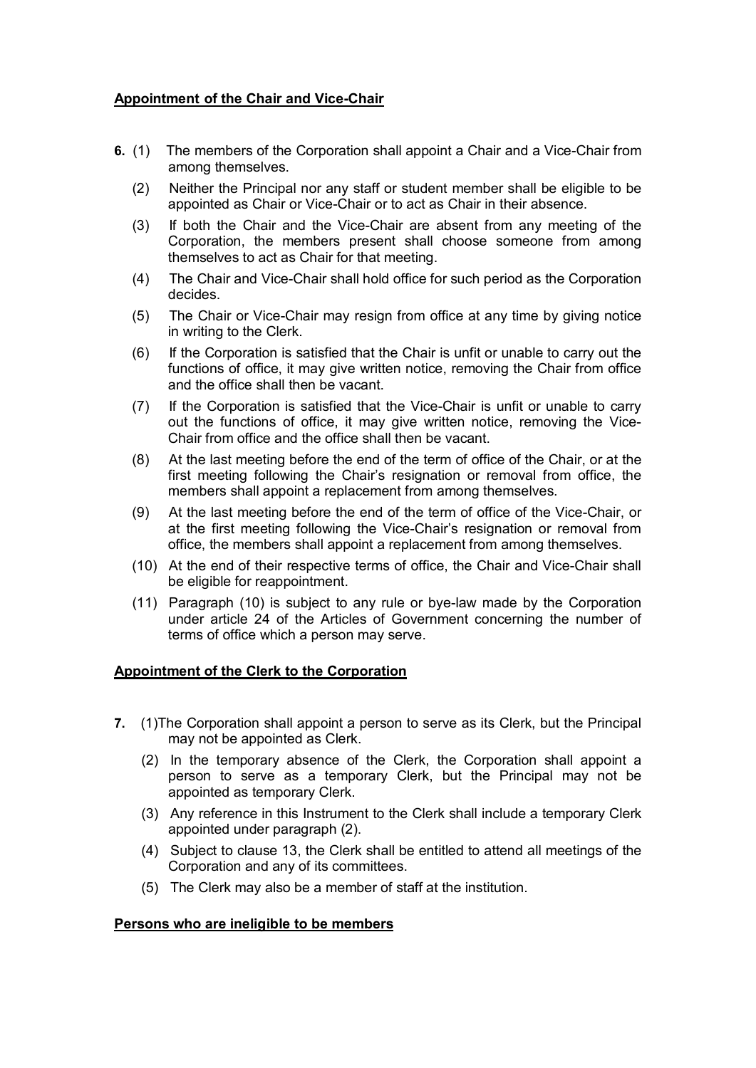**Appointment of the Chair and Vice-Chair**

**6.** (1) The members of the Corporation shall appoint a Chair and a Vice-Chair from among themselves.

(2) Neither the Principal nor any staff or student member shall be eligible to be appointed as Chair or Vice-Chair or to act as Chair in their absence.

(3) If both the Chair and the Vice-Chair are absent from any meeting of the Corporation, the members present shall choose someone from among themselves to act as Chair for that meeting.

(4) The Chair and Vice-Chair shall hold office for such period as the Corporation decides.

(5) The Chair or Vice-Chair may resign from office at any time by giving notice in writing to the Clerk.

(6) If the Corporation is satisfied that the Chair is unfit or unable to carry out the functions of office, it may give written notice, removing the Chair from office and the office shall then be vacant.

(7) If the Corporation is satisfied that the Vice-Chair is unfit or unable to carry out the functions of office, it may give written notice, removing the Vice-Chair from office and the office shall then be vacant.

(8) At the last meeting before the end of the term of office of the Chair, or at the first meeting following the Chair's resignation or removal from office, the members shall appoint a replacement from among themselves.

(9) At the last meeting before the end of the term of office of the Vice-Chair, or at the first meeting following the Vice-Chair's resignation or removal from office, the members shall appoint a replacement from among themselves.

(10) At the end of their respective terms of office, the Chair and Vice-Chair shall be eligible for reappointment.

(11) Paragraph (10) is subject to any rule or bye-law made by the Corporation under article 24 of the Articles of Government concerning the number of terms of office which a person may serve.

**Appointment of the Clerk to the Corporation**

**7.** (1)The Corporation shall appoint a person to serve as its Clerk, but the Principal may not be appointed as Clerk.

(2) In the temporary absence of the Clerk, the Corporation shall appoint a person to serve as a temporary Clerk, but the Principal may not be appointed as temporary Clerk.

(3) Any reference in this Instrument to the Clerk shall include a temporary Clerk appointed under paragraph (2).

(4) Subject to clause 13, the Clerk shall be entitled to attend all meetings of the Corporation and any of its committees.

(5) The Clerk may also be a member of staff at the institution.

**Persons who are ineligible to be members**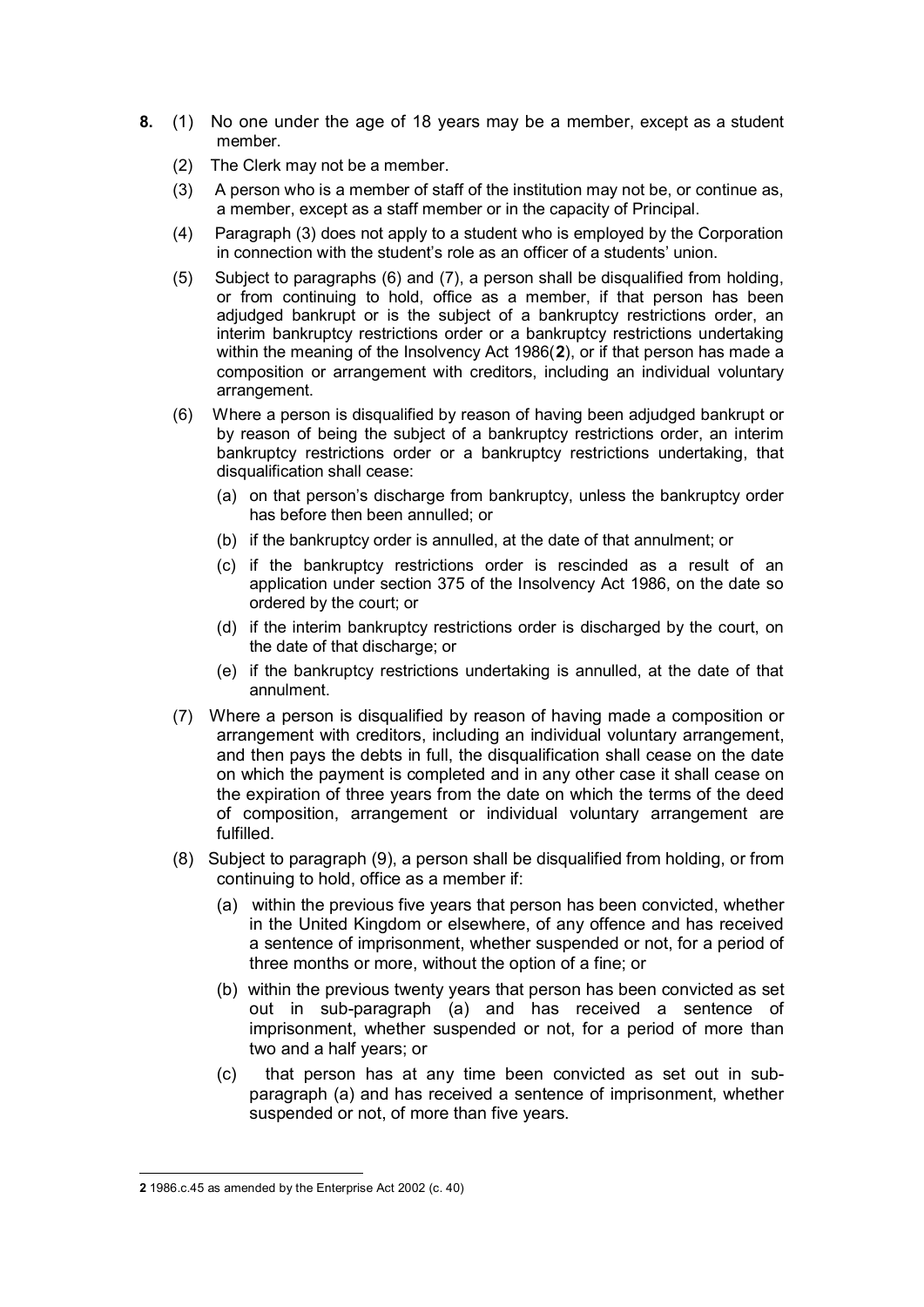**8.** (1) No one under the age of 18 years may be a member, except as a student member.

(2) The Clerk may not be a member.

(3) A person who is a member of staff of the institution may not be, or continue as, a member, except as a staff member or in the capacity of Principal.

(4) Paragraph (3) does not apply to a student who is employed by the Corporation in connection with the student's role as an officer of a students' union.

(5) Subject to paragraphs (6) and (7), a person shall be disqualified from holding, or from continuing to hold, office as a member, if that person has been adjudged bankrupt or is the subject of a bankruptcy restrictions order, an interim bankruptcy restrictions order or a bankruptcy restrictions undertaking within the meaning of the Insolvency Act 1986(**2**), or if that person has made a composition or arrangement with creditors, including an individual voluntary arrangement.

(6) Where a person is disqualified by reason of having been adjudged bankrupt or by reason of being the subject of a bankruptcy restrictions order, an interim bankruptcy restrictions order or a bankruptcy restrictions undertaking, that disqualification shall cease:

(a) on that person's discharge from bankruptcy, unless the bankruptcy order has before then been annulled; or

(b) if the bankruptcy order is annulled, at the date of that annulment; or

(c) if the bankruptcy restrictions order is rescinded as a result of an application under section 375 of the Insolvency Act 1986, on the date so ordered by the court; or

(d) if the interim bankruptcy restrictions order is discharged by the court, on the date of that discharge; or

(e) if the bankruptcy restrictions undertaking is annulled, at the date of that annulment.

(7) Where a person is disqualified by reason of having made a composition or arrangement with creditors, including an individual voluntary arrangement, and then pays the debts in full, the disqualification shall cease on the date on which the payment is completed and in any other case it shall cease on the expiration of three years from the date on which the terms of the deed of composition, arrangement or individual voluntary arrangement are fulfilled.

(8) Subject to paragraph (9), a person shall be disqualified from holding, or from continuing to hold, office as a member if:

(a) within the previous five years that person has been convicted, whether in the United Kingdom or elsewhere, of any offence and has received a sentence of imprisonment, whether suspended or not, for a period of three months or more, without the option of a fine; or

(b) within the previous twenty years that person has been convicted as set out in sub-paragraph (a) and has received a sentence of imprisonment, whether suspended or not, for a period of more than two and a half years; or

(c) that person has at any time been convicted as set out in sub-paragraph (a) and has received a sentence of imprisonment, whether suspended or not, of more than five years.

---

**2** 1986.c.45 as amended by the Enterprise Act 2002 (c. 40)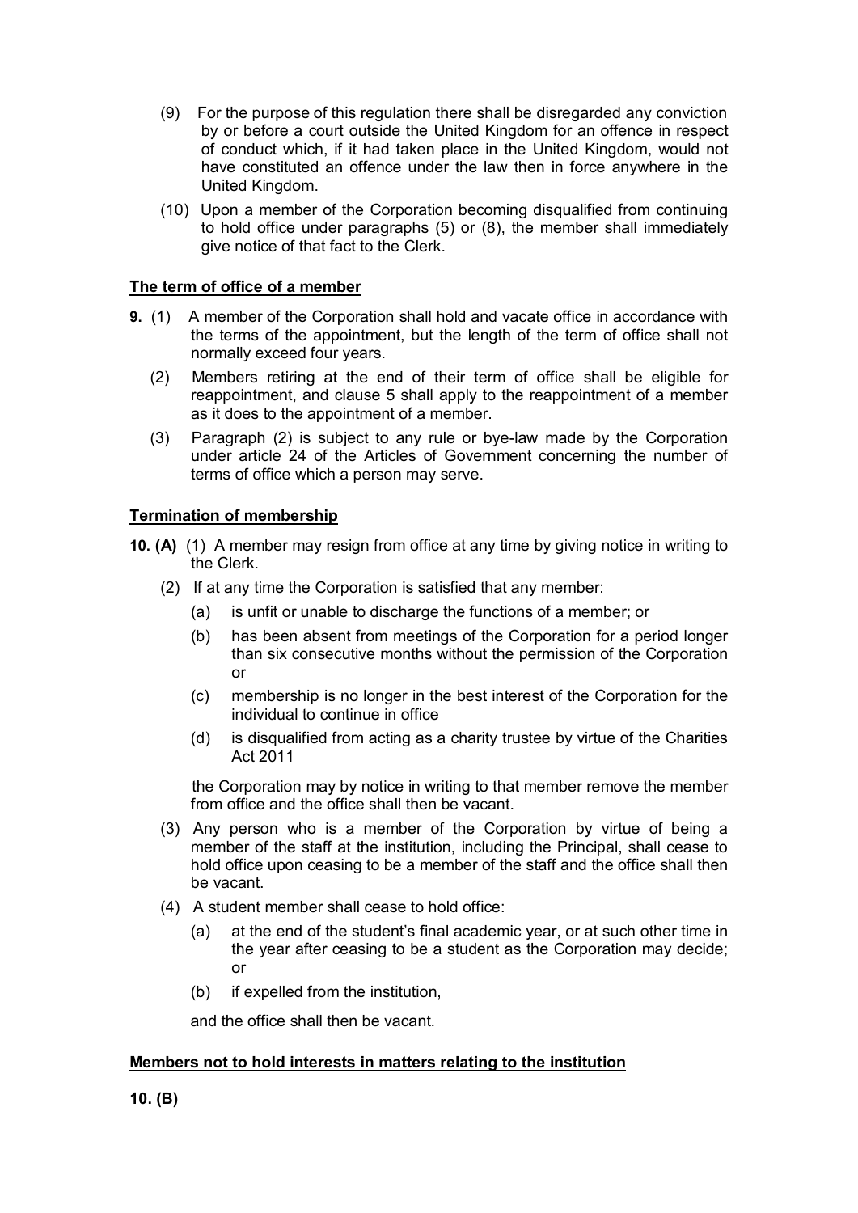(9) For the purpose of this regulation there shall be disregarded any conviction by or before a court outside the United Kingdom for an offence in respect of conduct which, if it had taken place in the United Kingdom, would not have constituted an offence under the law then in force anywhere in the United Kingdom.

(10) Upon a member of the Corporation becoming disqualified from continuing to hold office under paragraphs (5) or (8), the member shall immediately give notice of that fact to the Clerk.

**The term of office of a member**

**9.** (1) A member of the Corporation shall hold and vacate office in accordance with the terms of the appointment, but the length of the term of office shall not normally exceed four years.

(2) Members retiring at the end of their term of office shall be eligible for reappointment, and clause 5 shall apply to the reappointment of a member as it does to the appointment of a member.

(3) Paragraph (2) is subject to any rule or bye-law made by the Corporation under article 24 of the Articles of Government concerning the number of terms of office which a person may serve.

**Termination of membership**

**10. (A)** (1) A member may resign from office at any time by giving notice in writing to the Clerk.

(2) If at any time the Corporation is satisfied that any member:

(a) is unfit or unable to discharge the functions of a member; or

(b) has been absent from meetings of the Corporation for a period longer than six consecutive months without the permission of the Corporation or

(c) membership is no longer in the best interest of the Corporation for the individual to continue in office

(d) is disqualified from acting as a charity trustee by virtue of the Charities Act 2011

the Corporation may by notice in writing to that member remove the member from office and the office shall then be vacant.

(3) Any person who is a member of the Corporation by virtue of being a member of the staff at the institution, including the Principal, shall cease to hold office upon ceasing to be a member of the staff and the office shall then be vacant.

(4) A student member shall cease to hold office:

(a) at the end of the student's final academic year, or at such other time in the year after ceasing to be a student as the Corporation may decide; or

(b) if expelled from the institution,

and the office shall then be vacant.

**Members not to hold interests in matters relating to the institution**

**10. (B)**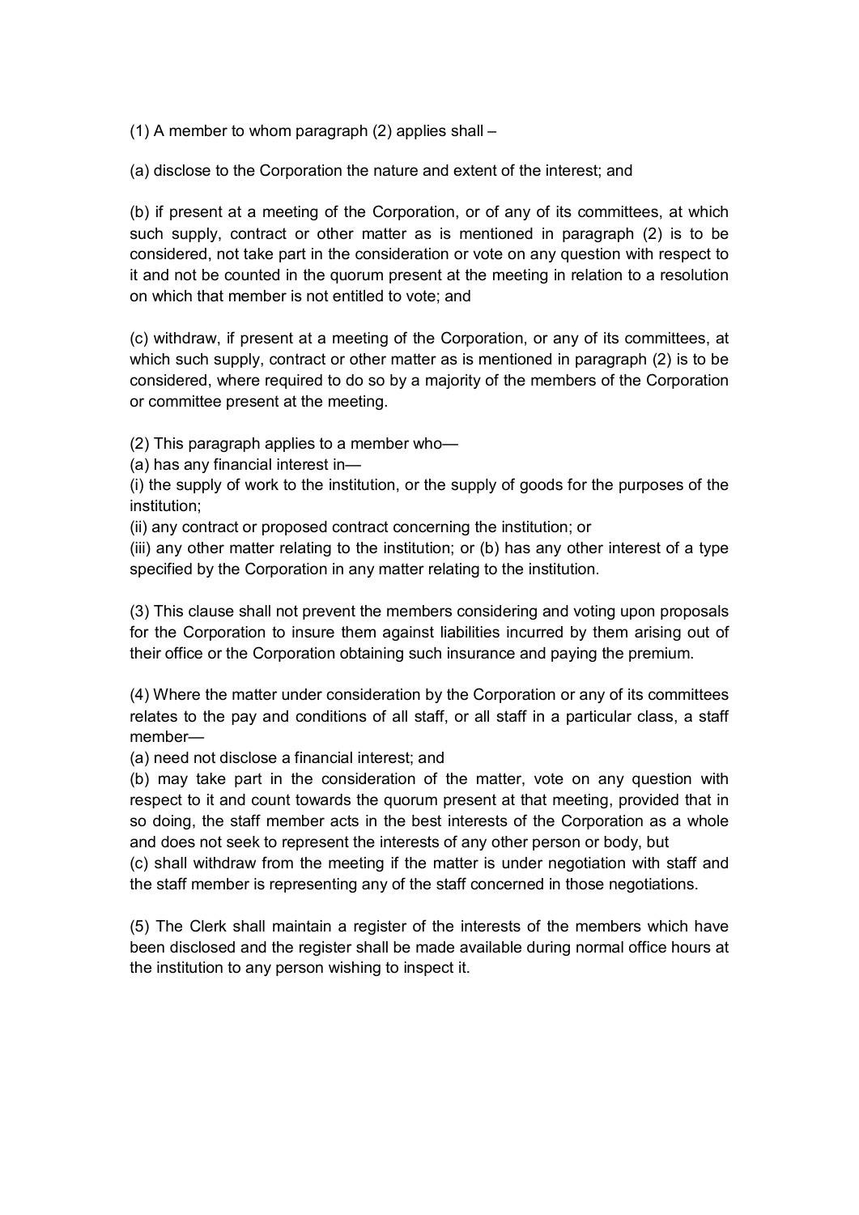(1) A member to whom paragraph (2) applies shall –

(a) disclose to the Corporation the nature and extent of the interest; and

(b) if present at a meeting of the Corporation, or of any of its committees, at which such supply, contract or other matter as is mentioned in paragraph (2) is to be considered, not take part in the consideration or vote on any question with respect to it and not be counted in the quorum present at the meeting in relation to a resolution on which that member is not entitled to vote; and

(c) withdraw, if present at a meeting of the Corporation, or any of its committees, at which such supply, contract or other matter as is mentioned in paragraph (2) is to be considered, where required to do so by a majority of the members of the Corporation or committee present at the meeting.

(2) This paragraph applies to a member who—
(a) has any financial interest in—
(i) the supply of work to the institution, or the supply of goods for the purposes of the institution;
(ii) any contract or proposed contract concerning the institution; or
(iii) any other matter relating to the institution; or (b) has any other interest of a type specified by the Corporation in any matter relating to the institution.

(3) This clause shall not prevent the members considering and voting upon proposals for the Corporation to insure them against liabilities incurred by them arising out of their office or the Corporation obtaining such insurance and paying the premium.

(4) Where the matter under consideration by the Corporation or any of its committees relates to the pay and conditions of all staff, or all staff in a particular class, a staff member—
(a) need not disclose a financial interest; and
(b) may take part in the consideration of the matter, vote on any question with respect to it and count towards the quorum present at that meeting, provided that in so doing, the staff member acts in the best interests of the Corporation as a whole and does not seek to represent the interests of any other person or body, but
(c) shall withdraw from the meeting if the matter is under negotiation with staff and the staff member is representing any of the staff concerned in those negotiations.

(5) The Clerk shall maintain a register of the interests of the members which have been disclosed and the register shall be made available during normal office hours at the institution to any person wishing to inspect it.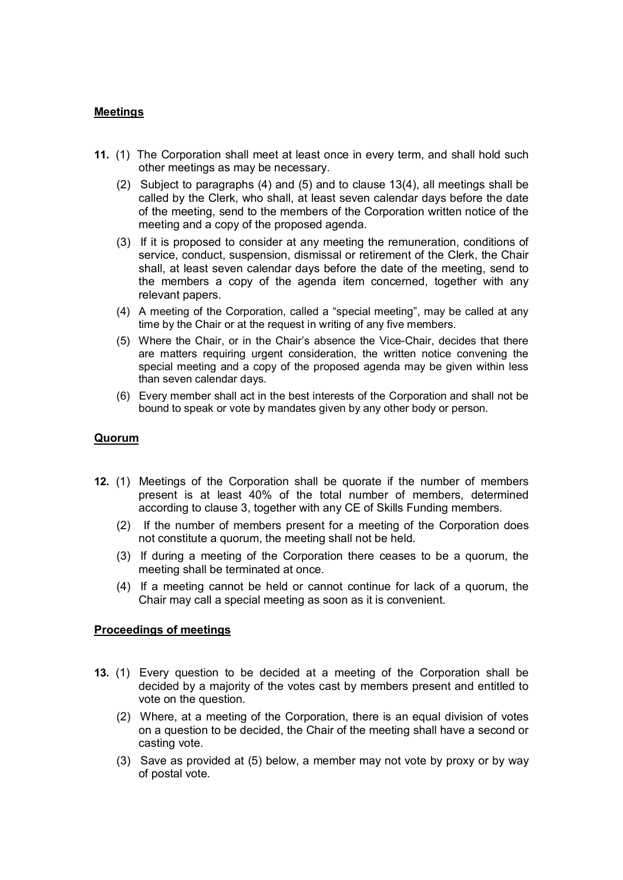**Meetings**

**11.** (1) The Corporation shall meet at least once in every term, and shall hold such other meetings as may be necessary.

(2) Subject to paragraphs (4) and (5) and to clause 13(4), all meetings shall be called by the Clerk, who shall, at least seven calendar days before the date of the meeting, send to the members of the Corporation written notice of the meeting and a copy of the proposed agenda.

(3) If it is proposed to consider at any meeting the remuneration, conditions of service, conduct, suspension, dismissal or retirement of the Clerk, the Chair shall, at least seven calendar days before the date of the meeting, send to the members a copy of the agenda item concerned, together with any relevant papers.

(4) A meeting of the Corporation, called a "special meeting", may be called at any time by the Chair or at the request in writing of any five members.

(5) Where the Chair, or in the Chair's absence the Vice-Chair, decides that there are matters requiring urgent consideration, the written notice convening the special meeting and a copy of the proposed agenda may be given within less than seven calendar days.

(6) Every member shall act in the best interests of the Corporation and shall not be bound to speak or vote by mandates given by any other body or person.

**Quorum**

**12.** (1) Meetings of the Corporation shall be quorate if the number of members present is at least 40% of the total number of members, determined according to clause 3, together with any CE of Skills Funding members.

(2) If the number of members present for a meeting of the Corporation does not constitute a quorum, the meeting shall not be held.

(3) If during a meeting of the Corporation there ceases to be a quorum, the meeting shall be terminated at once.

(4) If a meeting cannot be held or cannot continue for lack of a quorum, the Chair may call a special meeting as soon as it is convenient.

**Proceedings of meetings**

**13.** (1) Every question to be decided at a meeting of the Corporation shall be decided by a majority of the votes cast by members present and entitled to vote on the question.

(2) Where, at a meeting of the Corporation, there is an equal division of votes on a question to be decided, the Chair of the meeting shall have a second or casting vote.

(3) Save as provided at (5) below, a member may not vote by proxy or by way of postal vote.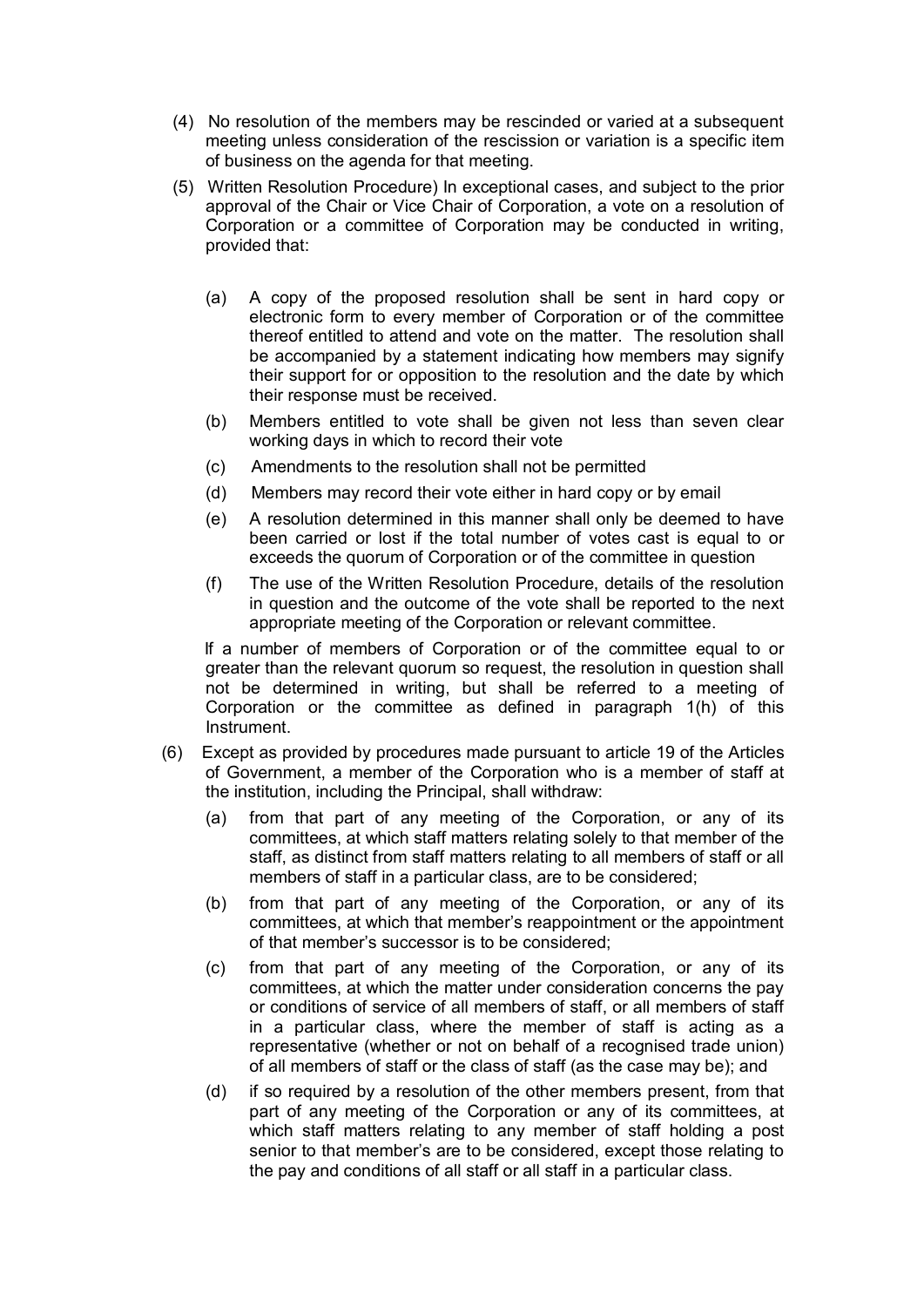(4) No resolution of the members may be rescinded or varied at a subsequent meeting unless consideration of the rescission or variation is a specific item of business on the agenda for that meeting.

(5) Written Resolution Procedure) In exceptional cases, and subject to the prior approval of the Chair or Vice Chair of Corporation, a vote on a resolution of Corporation or a committee of Corporation may be conducted in writing, provided that:

   (a) A copy of the proposed resolution shall be sent in hard copy or electronic form to every member of Corporation or of the committee thereof entitled to attend and vote on the matter. The resolution shall be accompanied by a statement indicating how members may signify their support for or opposition to the resolution and the date by which their response must be received.

   (b) Members entitled to vote shall be given not less than seven clear working days in which to record their vote

   (c) Amendments to the resolution shall not be permitted

   (d) Members may record their vote either in hard copy or by email

   (e) A resolution determined in this manner shall only be deemed to have been carried or lost if the total number of votes cast is equal to or exceeds the quorum of Corporation or of the committee in question

   (f) The use of the Written Resolution Procedure, details of the resolution in question and the outcome of the vote shall be reported to the next appropriate meeting of the Corporation or relevant committee.

   If a number of members of Corporation or of the committee equal to or greater than the relevant quorum so request, the resolution in question shall not be determined in writing, but shall be referred to a meeting of Corporation or the committee as defined in paragraph 1(h) of this Instrument.

(6) Except as provided by procedures made pursuant to article 19 of the Articles of Government, a member of the Corporation who is a member of staff at the institution, including the Principal, shall withdraw:

   (a) from that part of any meeting of the Corporation, or any of its committees, at which staff matters relating solely to that member of the staff, as distinct from staff matters relating to all members of staff or all members of staff in a particular class, are to be considered;

   (b) from that part of any meeting of the Corporation, or any of its committees, at which that member's reappointment or the appointment of that member's successor is to be considered;

   (c) from that part of any meeting of the Corporation, or any of its committees, at which the matter under consideration concerns the pay or conditions of service of all members of staff, or all members of staff in a particular class, where the member of staff is acting as a representative (whether or not on behalf of a recognised trade union) of all members of staff or the class of staff (as the case may be); and

   (d) if so required by a resolution of the other members present, from that part of any meeting of the Corporation or any of its committees, at which staff matters relating to any member of staff holding a post senior to that member's are to be considered, except those relating to the pay and conditions of all staff or all staff in a particular class.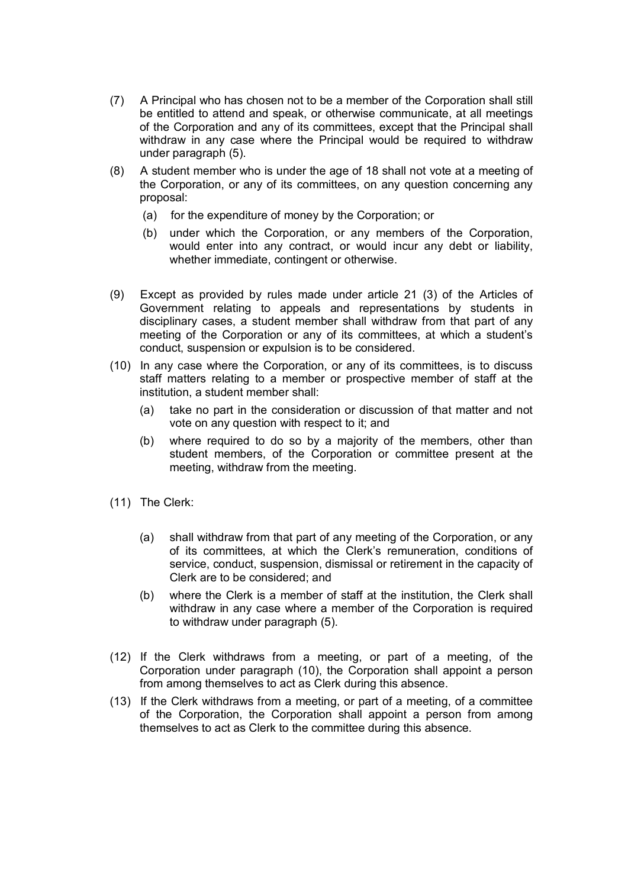(7) A Principal who has chosen not to be a member of the Corporation shall still be entitled to attend and speak, or otherwise communicate, at all meetings of the Corporation and any of its committees, except that the Principal shall withdraw in any case where the Principal would be required to withdraw under paragraph (5).

(8) A student member who is under the age of 18 shall not vote at a meeting of the Corporation, or any of its committees, on any question concerning any proposal:

 (a) for the expenditure of money by the Corporation; or

 (b) under which the Corporation, or any members of the Corporation, would enter into any contract, or would incur any debt or liability, whether immediate, contingent or otherwise.

(9) Except as provided by rules made under article 21 (3) of the Articles of Government relating to appeals and representations by students in disciplinary cases, a student member shall withdraw from that part of any meeting of the Corporation or any of its committees, at which a student's conduct, suspension or expulsion is to be considered.

(10) In any case where the Corporation, or any of its committees, is to discuss staff matters relating to a member or prospective member of staff at the institution, a student member shall:

 (a) take no part in the consideration or discussion of that matter and not vote on any question with respect to it; and

 (b) where required to do so by a majority of the members, other than student members, of the Corporation or committee present at the meeting, withdraw from the meeting.

(11) The Clerk:

 (a) shall withdraw from that part of any meeting of the Corporation, or any of its committees, at which the Clerk's remuneration, conditions of service, conduct, suspension, dismissal or retirement in the capacity of Clerk are to be considered; and

 (b) where the Clerk is a member of staff at the institution, the Clerk shall withdraw in any case where a member of the Corporation is required to withdraw under paragraph (5).

(12) If the Clerk withdraws from a meeting, or part of a meeting, of the Corporation under paragraph (10), the Corporation shall appoint a person from among themselves to act as Clerk during this absence.

(13) If the Clerk withdraws from a meeting, or part of a meeting, of a committee of the Corporation, the Corporation shall appoint a person from among themselves to act as Clerk to the committee during this absence.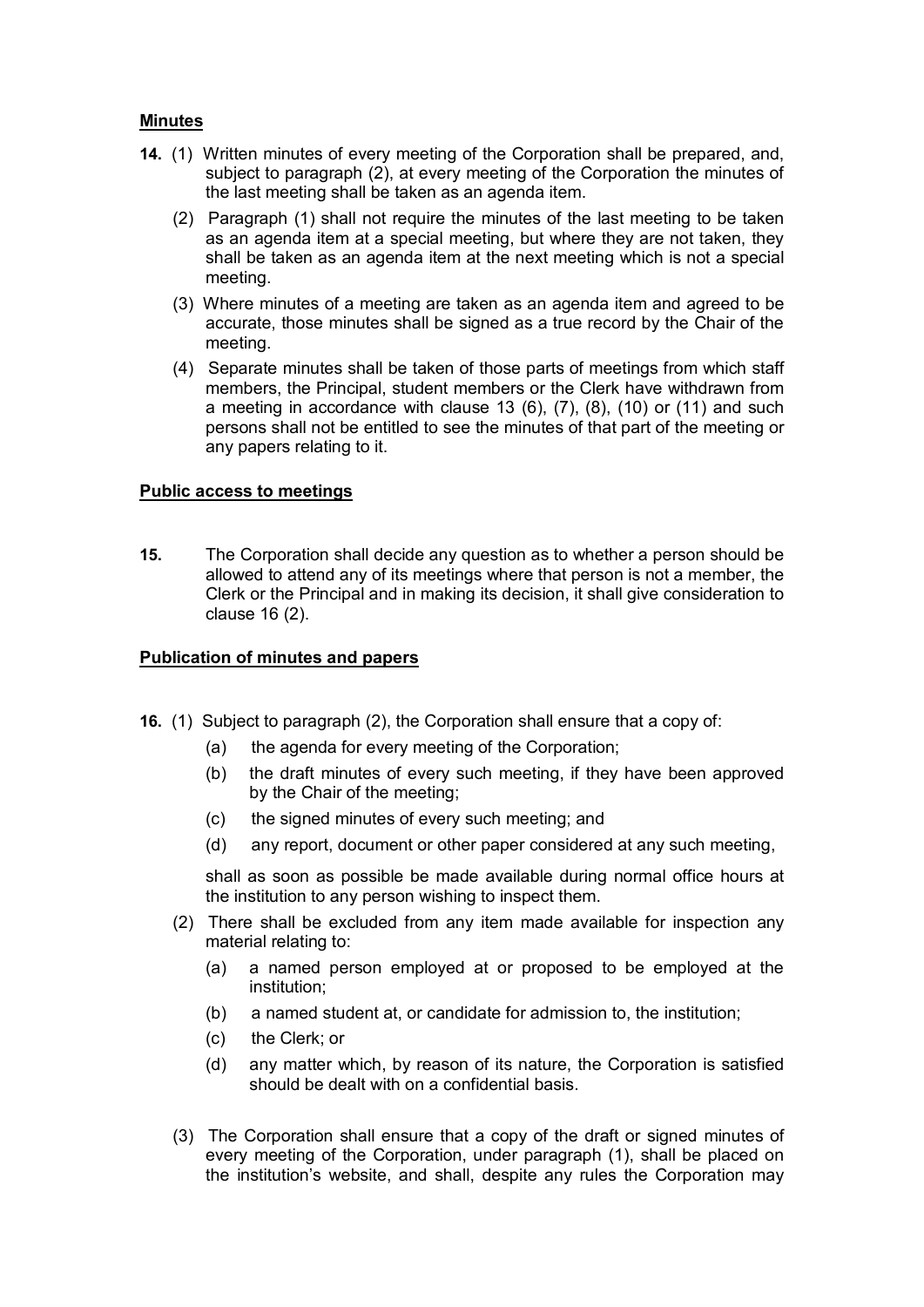## Minutes

**14.** (1) Written minutes of every meeting of the Corporation shall be prepared, and, subject to paragraph (2), at every meeting of the Corporation the minutes of the last meeting shall be taken as an agenda item.

(2) Paragraph (1) shall not require the minutes of the last meeting to be taken as an agenda item at a special meeting, but where they are not taken, they shall be taken as an agenda item at the next meeting which is not a special meeting.

(3) Where minutes of a meeting are taken as an agenda item and agreed to be accurate, those minutes shall be signed as a true record by the Chair of the meeting.

(4) Separate minutes shall be taken of those parts of meetings from which staff members, the Principal, student members or the Clerk have withdrawn from a meeting in accordance with clause 13 (6), (7), (8), (10) or (11) and such persons shall not be entitled to see the minutes of that part of the meeting or any papers relating to it.

## Public access to meetings

**15.** The Corporation shall decide any question as to whether a person should be allowed to attend any of its meetings where that person is not a member, the Clerk or the Principal and in making its decision, it shall give consideration to clause 16 (2).

## Publication of minutes and papers

**16.** (1) Subject to paragraph (2), the Corporation shall ensure that a copy of:

(a) the agenda for every meeting of the Corporation;

(b) the draft minutes of every such meeting, if they have been approved by the Chair of the meeting;

(c) the signed minutes of every such meeting; and

(d) any report, document or other paper considered at any such meeting,

shall as soon as possible be made available during normal office hours at the institution to any person wishing to inspect them.

(2) There shall be excluded from any item made available for inspection any material relating to:

(a) a named person employed at or proposed to be employed at the institution;

(b) a named student at, or candidate for admission to, the institution;

(c) the Clerk; or

(d) any matter which, by reason of its nature, the Corporation is satisfied should be dealt with on a confidential basis.

(3) The Corporation shall ensure that a copy of the draft or signed minutes of every meeting of the Corporation, under paragraph (1), shall be placed on the institution's website, and shall, despite any rules the Corporation may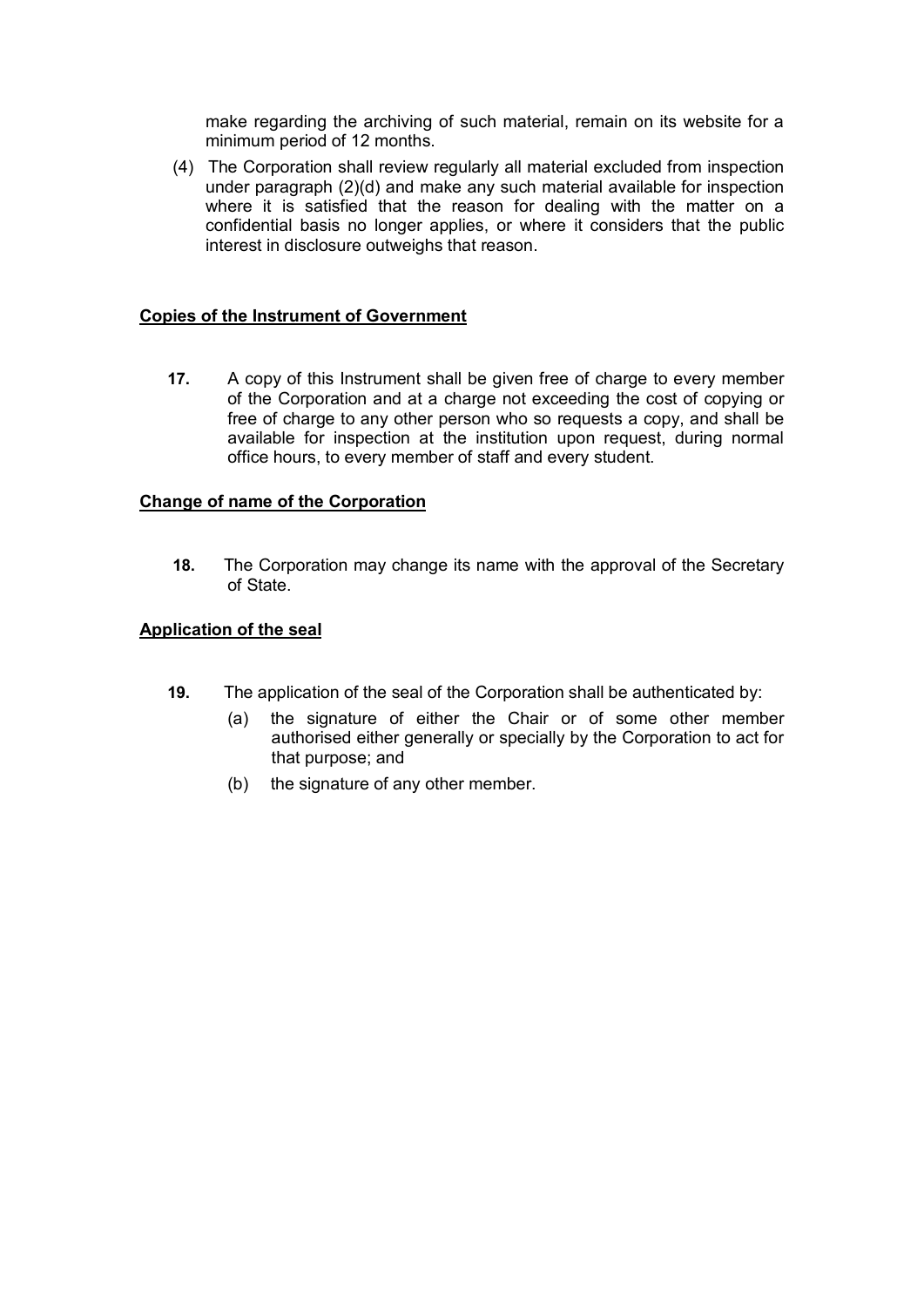make regarding the archiving of such material, remain on its website for a minimum period of 12 months.

(4) The Corporation shall review regularly all material excluded from inspection under paragraph (2)(d) and make any such material available for inspection where it is satisfied that the reason for dealing with the matter on a confidential basis no longer applies, or where it considers that the public interest in disclosure outweighs that reason.

## Copies of the Instrument of Government

**17.** A copy of this Instrument shall be given free of charge to every member of the Corporation and at a charge not exceeding the cost of copying or free of charge to any other person who so requests a copy, and shall be available for inspection at the institution upon request, during normal office hours, to every member of staff and every student.

## Change of name of the Corporation

**18.** The Corporation may change its name with the approval of the Secretary of State.

## Application of the seal

**19.** The application of the seal of the Corporation shall be authenticated by:

(a) the signature of either the Chair or of some other member authorised either generally or specially by the Corporation to act for that purpose; and

(b) the signature of any other member.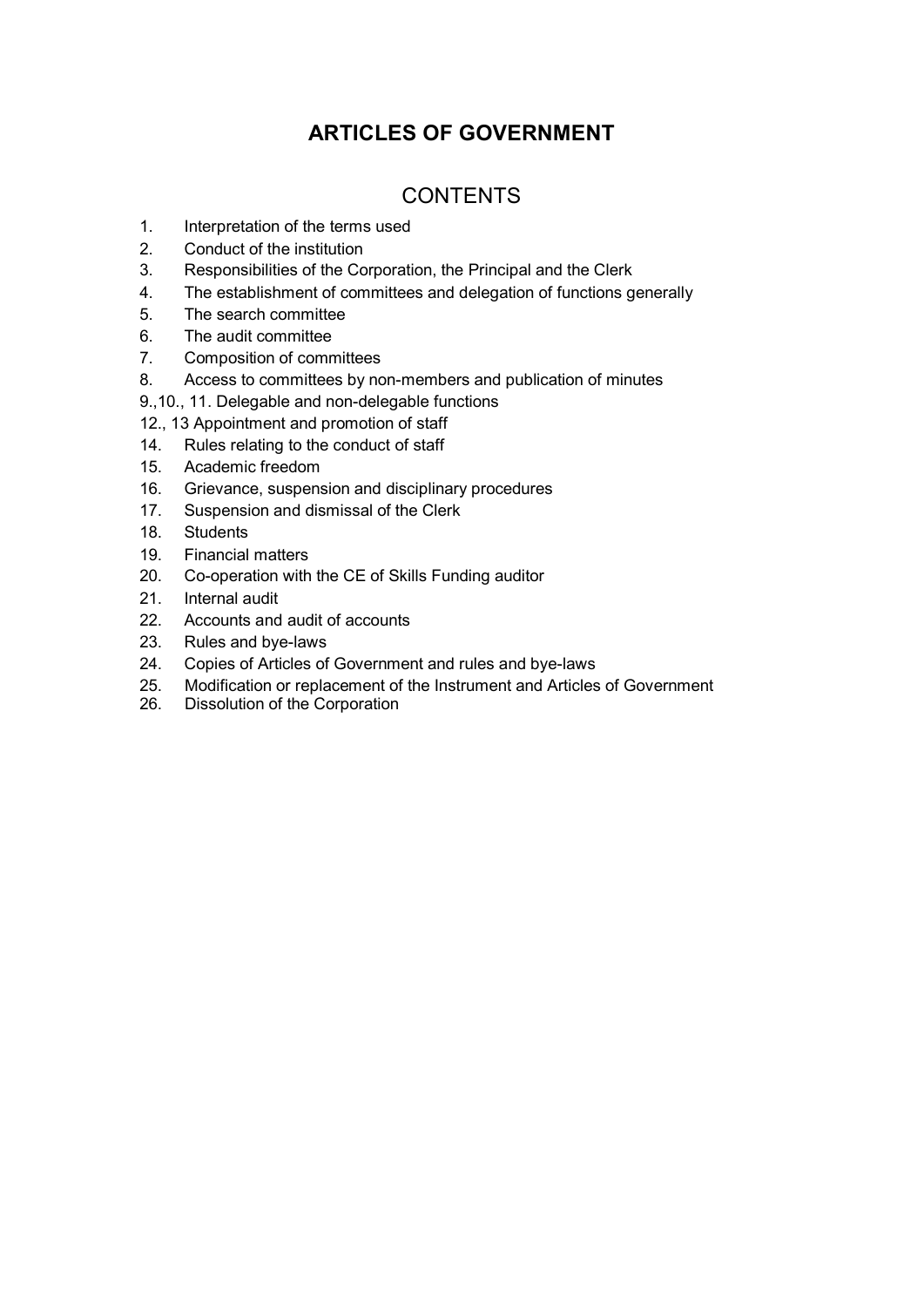# ARTICLES OF GOVERNMENT

## CONTENTS

1. Interpretation of the terms used
2. Conduct of the institution
3. Responsibilities of the Corporation, the Principal and the Clerk
4. The establishment of committees and delegation of functions generally
5. The search committee
6. The audit committee
7. Composition of committees
8. Access to committees by non-members and publication of minutes

9.,10., 11. Delegable and non-delegable functions

12., 13 Appointment and promotion of staff

14. Rules relating to the conduct of staff
15. Academic freedom
16. Grievance, suspension and disciplinary procedures
17. Suspension and dismissal of the Clerk
18. Students
19. Financial matters
20. Co-operation with the CE of Skills Funding auditor
21. Internal audit
22. Accounts and audit of accounts
23. Rules and bye-laws
24. Copies of Articles of Government and rules and bye-laws
25. Modification or replacement of the Instrument and Articles of Government
26. Dissolution of the Corporation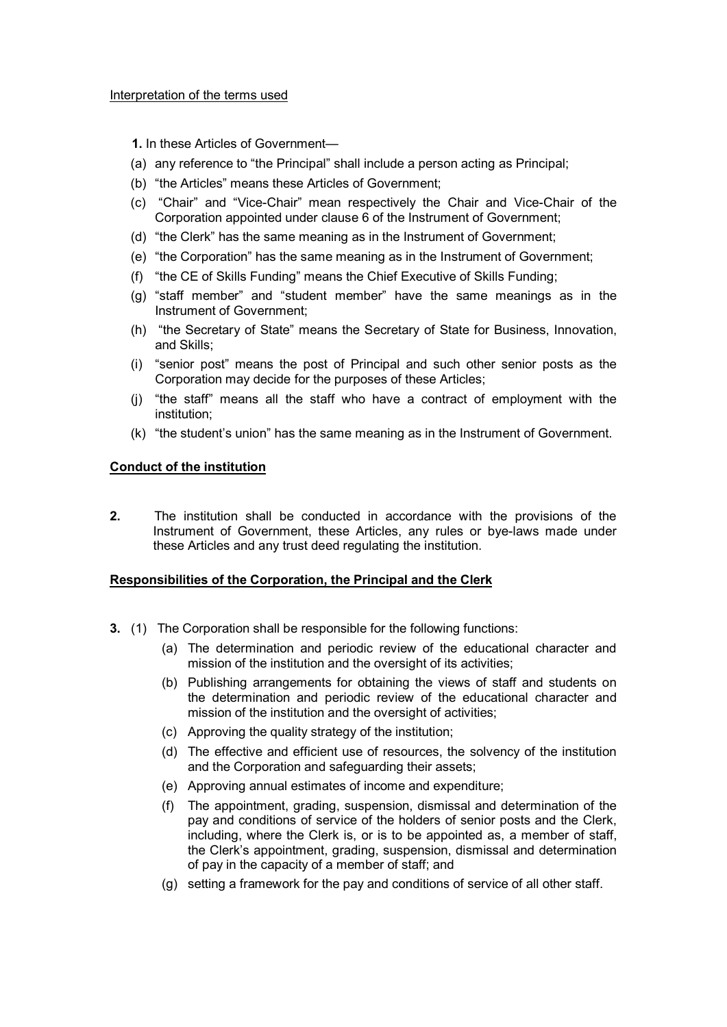Interpretation of the terms used

**1.** In these Articles of Government—

(a) any reference to "the Principal" shall include a person acting as Principal;

(b) "the Articles" means these Articles of Government;

(c) "Chair" and "Vice-Chair" mean respectively the Chair and Vice-Chair of the Corporation appointed under clause 6 of the Instrument of Government;

(d) "the Clerk" has the same meaning as in the Instrument of Government;

(e) "the Corporation" has the same meaning as in the Instrument of Government;

(f) "the CE of Skills Funding" means the Chief Executive of Skills Funding;

(g) "staff member" and "student member" have the same meanings as in the Instrument of Government;

(h) "the Secretary of State" means the Secretary of State for Business, Innovation, and Skills;

(i) "senior post" means the post of Principal and such other senior posts as the Corporation may decide for the purposes of these Articles;

(j) "the staff" means all the staff who have a contract of employment with the institution;

(k) "the student's union" has the same meaning as in the Instrument of Government.

## Conduct of the institution

**2.** The institution shall be conducted in accordance with the provisions of the Instrument of Government, these Articles, any rules or bye-laws made under these Articles and any trust deed regulating the institution.

## Responsibilities of the Corporation, the Principal and the Clerk

**3.** (1) The Corporation shall be responsible for the following functions:

(a) The determination and periodic review of the educational character and mission of the institution and the oversight of its activities;

(b) Publishing arrangements for obtaining the views of staff and students on the determination and periodic review of the educational character and mission of the institution and the oversight of activities;

(c) Approving the quality strategy of the institution;

(d) The effective and efficient use of resources, the solvency of the institution and the Corporation and safeguarding their assets;

(e) Approving annual estimates of income and expenditure;

(f) The appointment, grading, suspension, dismissal and determination of the pay and conditions of service of the holders of senior posts and the Clerk, including, where the Clerk is, or is to be appointed as, a member of staff, the Clerk's appointment, grading, suspension, dismissal and determination of pay in the capacity of a member of staff; and

(g) setting a framework for the pay and conditions of service of all other staff.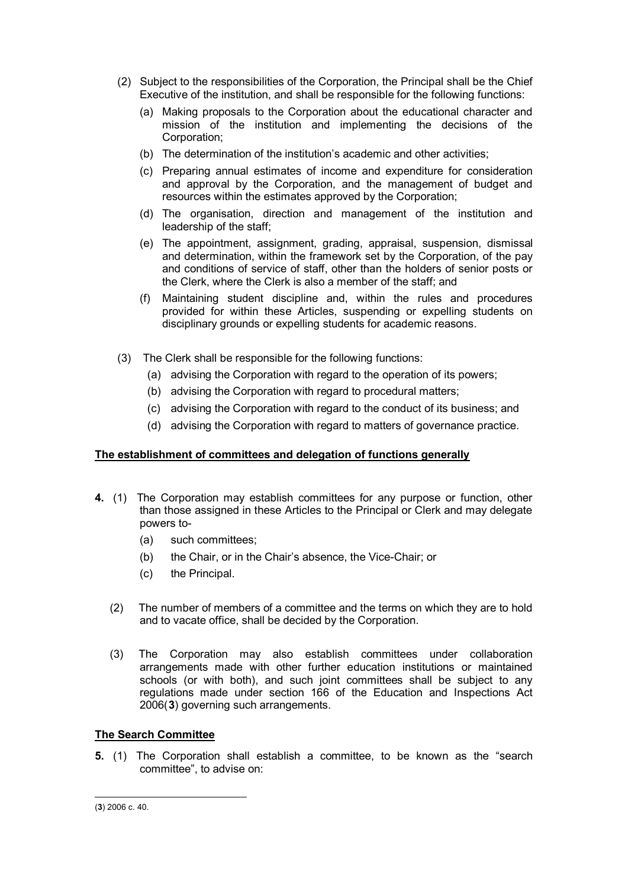(2) Subject to the responsibilities of the Corporation, the Principal shall be the Chief Executive of the institution, and shall be responsible for the following functions:

   (a) Making proposals to the Corporation about the educational character and mission of the institution and implementing the decisions of the Corporation;

   (b) The determination of the institution's academic and other activities;

   (c) Preparing annual estimates of income and expenditure for consideration and approval by the Corporation, and the management of budget and resources within the estimates approved by the Corporation;

   (d) The organisation, direction and management of the institution and leadership of the staff;

   (e) The appointment, assignment, grading, appraisal, suspension, dismissal and determination, within the framework set by the Corporation, of the pay and conditions of service of staff, other than the holders of senior posts or the Clerk, where the Clerk is also a member of the staff; and

   (f) Maintaining student discipline and, within the rules and procedures provided for within these Articles, suspending or expelling students on disciplinary grounds or expelling students for academic reasons.

(3) The Clerk shall be responsible for the following functions:

   (a) advising the Corporation with regard to the operation of its powers;

   (b) advising the Corporation with regard to procedural matters;

   (c) advising the Corporation with regard to the conduct of its business; and

   (d) advising the Corporation with regard to matters of governance practice.

**The establishment of committees and delegation of functions generally**

**4.** (1) The Corporation may establish committees for any purpose or function, other than those assigned in these Articles to the Principal or Clerk and may delegate powers to-

   (a) such committees;

   (b) the Chair, or in the Chair's absence, the Vice-Chair; or

   (c) the Principal.

(2) The number of members of a committee and the terms on which they are to hold and to vacate office, shall be decided by the Corporation.

(3) The Corporation may also establish committees under collaboration arrangements made with other further education institutions or maintained schools (or with both), and such joint committees shall be subject to any regulations made under section 166 of the Education and Inspections Act 2006(**3**) governing such arrangements.

**The Search Committee**

**5.** (1) The Corporation shall establish a committee, to be known as the "search committee", to advise on:

---

(**3**) 2006 c. 40.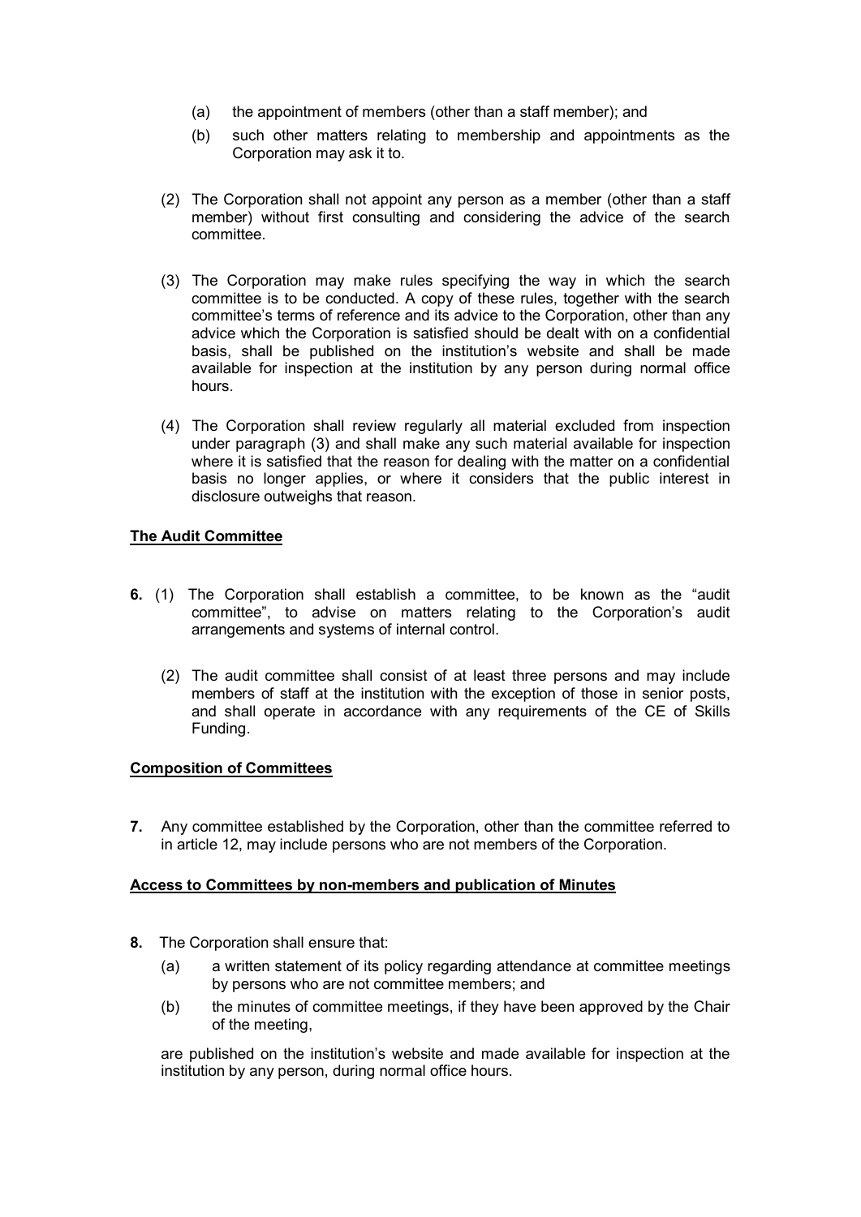(a) the appointment of members (other than a staff member); and

(b) such other matters relating to membership and appointments as the Corporation may ask it to.

(2) The Corporation shall not appoint any person as a member (other than a staff member) without first consulting and considering the advice of the search committee.

(3) The Corporation may make rules specifying the way in which the search committee is to be conducted. A copy of these rules, together with the search committee's terms of reference and its advice to the Corporation, other than any advice which the Corporation is satisfied should be dealt with on a confidential basis, shall be published on the institution's website and shall be made available for inspection at the institution by any person during normal office hours.

(4) The Corporation shall review regularly all material excluded from inspection under paragraph (3) and shall make any such material available for inspection where it is satisfied that the reason for dealing with the matter on a confidential basis no longer applies, or where it considers that the public interest in disclosure outweighs that reason.

**The Audit Committee**

**6.** (1) The Corporation shall establish a committee, to be known as the "audit committee", to advise on matters relating to the Corporation's audit arrangements and systems of internal control.

(2) The audit committee shall consist of at least three persons and may include members of staff at the institution with the exception of those in senior posts, and shall operate in accordance with any requirements of the CE of Skills Funding.

**Composition of Committees**

**7.** Any committee established by the Corporation, other than the committee referred to in article 12, may include persons who are not members of the Corporation.

**Access to Committees by non-members and publication of Minutes**

**8.** The Corporation shall ensure that:

(a) a written statement of its policy regarding attendance at committee meetings by persons who are not committee members; and

(b) the minutes of committee meetings, if they have been approved by the Chair of the meeting,

are published on the institution's website and made available for inspection at the institution by any person, during normal office hours.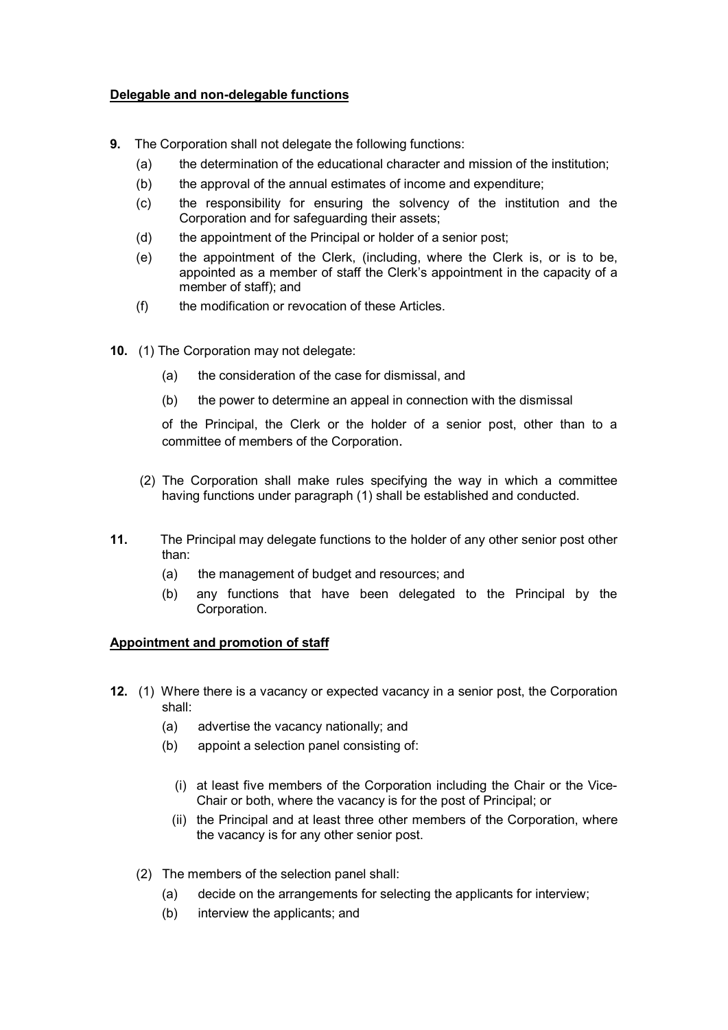**Delegable and non-delegable functions**

**9.** The Corporation shall not delegate the following functions:

- (a) the determination of the educational character and mission of the institution;
- (b) the approval of the annual estimates of income and expenditure;
- (c) the responsibility for ensuring the solvency of the institution and the Corporation and for safeguarding their assets;
- (d) the appointment of the Principal or holder of a senior post;
- (e) the appointment of the Clerk, (including, where the Clerk is, or is to be, appointed as a member of staff the Clerk's appointment in the capacity of a member of staff); and
- (f) the modification or revocation of these Articles.

**10.** (1) The Corporation may not delegate:

- (a) the consideration of the case for dismissal, and
- (b) the power to determine an appeal in connection with the dismissal

of the Principal, the Clerk or the holder of a senior post, other than to a committee of members of the Corporation.

(2) The Corporation shall make rules specifying the way in which a committee having functions under paragraph (1) shall be established and conducted.

**11.** The Principal may delegate functions to the holder of any other senior post other than:

- (a) the management of budget and resources; and
- (b) any functions that have been delegated to the Principal by the Corporation.

**Appointment and promotion of staff**

**12.** (1) Where there is a vacancy or expected vacancy in a senior post, the Corporation shall:

- (a) advertise the vacancy nationally; and
- (b) appoint a selection panel consisting of:
  - (i) at least five members of the Corporation including the Chair or the Vice-Chair or both, where the vacancy is for the post of Principal; or
  - (ii) the Principal and at least three other members of the Corporation, where the vacancy is for any other senior post.

(2) The members of the selection panel shall:

- (a) decide on the arrangements for selecting the applicants for interview;
- (b) interview the applicants; and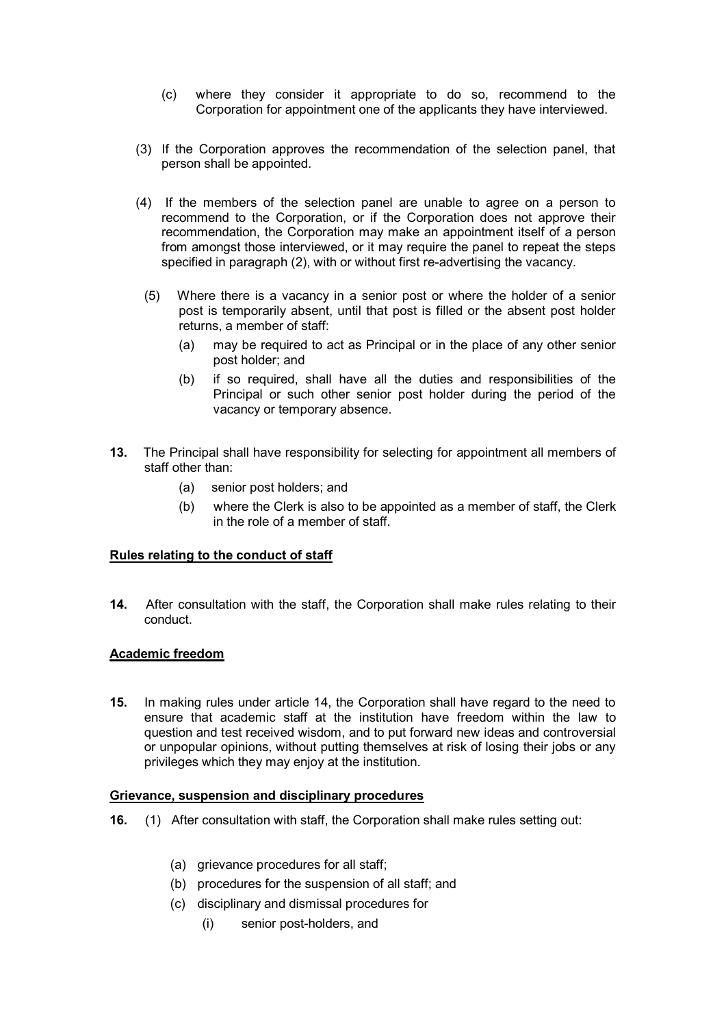(c) where they consider it appropriate to do so, recommend to the Corporation for appointment one of the applicants they have interviewed.

(3) If the Corporation approves the recommendation of the selection panel, that person shall be appointed.

(4) If the members of the selection panel are unable to agree on a person to recommend to the Corporation, or if the Corporation does not approve their recommendation, the Corporation may make an appointment itself of a person from amongst those interviewed, or it may require the panel to repeat the steps specified in paragraph (2), with or without first re-advertising the vacancy.

(5) Where there is a vacancy in a senior post or where the holder of a senior post is temporarily absent, until that post is filled or the absent post holder returns, a member of staff:

(a) may be required to act as Principal or in the place of any other senior post holder; and

(b) if so required, shall have all the duties and responsibilities of the Principal or such other senior post holder during the period of the vacancy or temporary absence.

**13.** The Principal shall have responsibility for selecting for appointment all members of staff other than:

(a) senior post holders; and

(b) where the Clerk is also to be appointed as a member of staff, the Clerk in the role of a member of staff.

**<u>Rules relating to the conduct of staff</u>**

**14.** After consultation with the staff, the Corporation shall make rules relating to their conduct.

**<u>Academic freedom</u>**

**15.** In making rules under article 14, the Corporation shall have regard to the need to ensure that academic staff at the institution have freedom within the law to question and test received wisdom, and to put forward new ideas and controversial or unpopular opinions, without putting themselves at risk of losing their jobs or any privileges which they may enjoy at the institution.

**<u>Grievance, suspension and disciplinary procedures</u>**

**16.** (1) After consultation with staff, the Corporation shall make rules setting out:

(a) grievance procedures for all staff;

(b) procedures for the suspension of all staff; and

(c) disciplinary and dismissal procedures for

(i) senior post-holders, and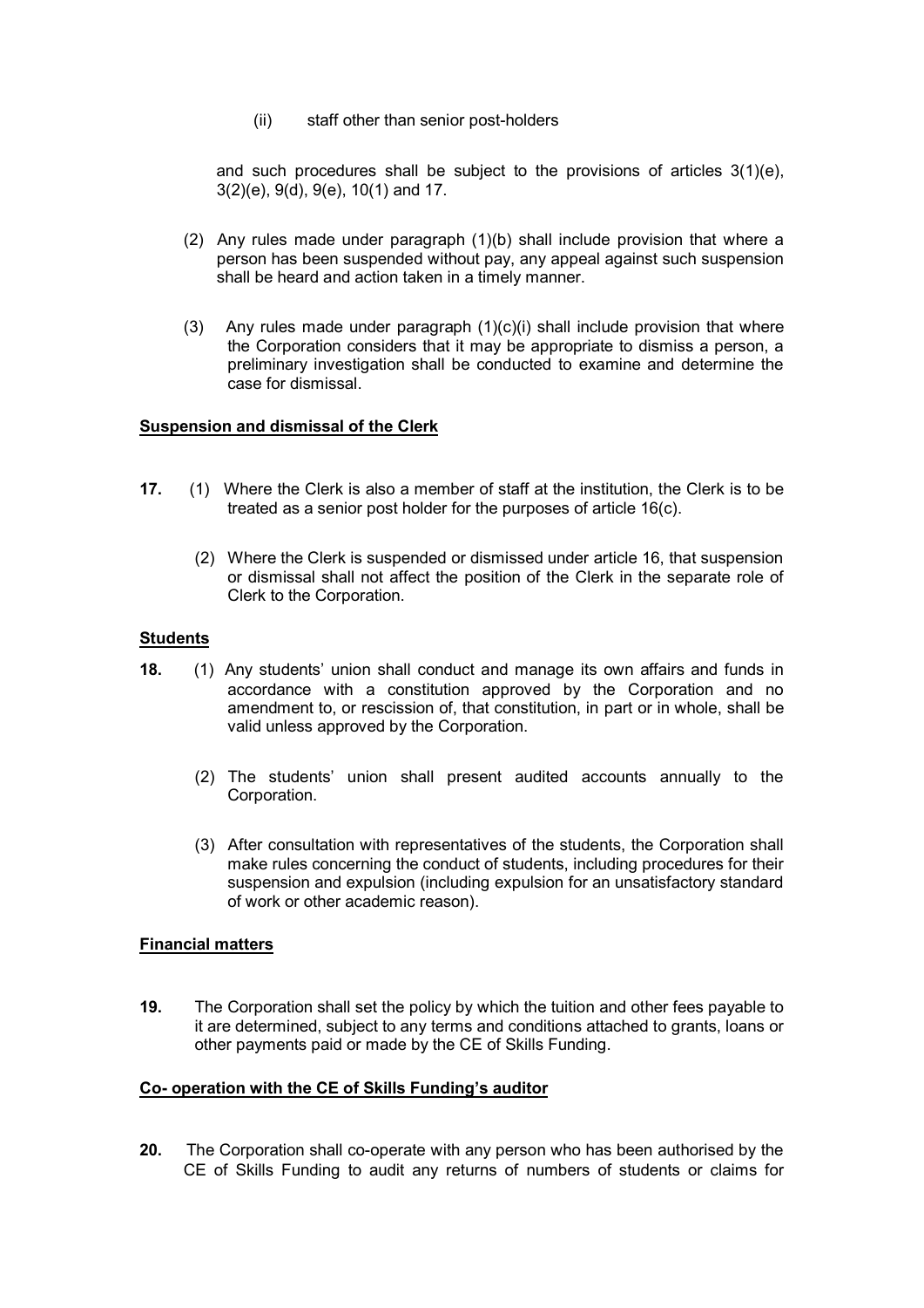(ii) staff other than senior post-holders

and such procedures shall be subject to the provisions of articles 3(1)(e), 3(2)(e), 9(d), 9(e), 10(1) and 17.

(2) Any rules made under paragraph (1)(b) shall include provision that where a person has been suspended without pay, any appeal against such suspension shall be heard and action taken in a timely manner.

(3) Any rules made under paragraph (1)(c)(i) shall include provision that where the Corporation considers that it may be appropriate to dismiss a person, a preliminary investigation shall be conducted to examine and determine the case for dismissal.

**Suspension and dismissal of the Clerk**

**17.** (1) Where the Clerk is also a member of staff at the institution, the Clerk is to be treated as a senior post holder for the purposes of article 16(c).

(2) Where the Clerk is suspended or dismissed under article 16, that suspension or dismissal shall not affect the position of the Clerk in the separate role of Clerk to the Corporation.

**Students**

**18.** (1) Any students' union shall conduct and manage its own affairs and funds in accordance with a constitution approved by the Corporation and no amendment to, or rescission of, that constitution, in part or in whole, shall be valid unless approved by the Corporation.

(2) The students' union shall present audited accounts annually to the Corporation.

(3) After consultation with representatives of the students, the Corporation shall make rules concerning the conduct of students, including procedures for their suspension and expulsion (including expulsion for an unsatisfactory standard of work or other academic reason).

**Financial matters**

**19.** The Corporation shall set the policy by which the tuition and other fees payable to it are determined, subject to any terms and conditions attached to grants, loans or other payments paid or made by the CE of Skills Funding.

**Co- operation with the CE of Skills Funding's auditor**

**20.** The Corporation shall co-operate with any person who has been authorised by the CE of Skills Funding to audit any returns of numbers of students or claims for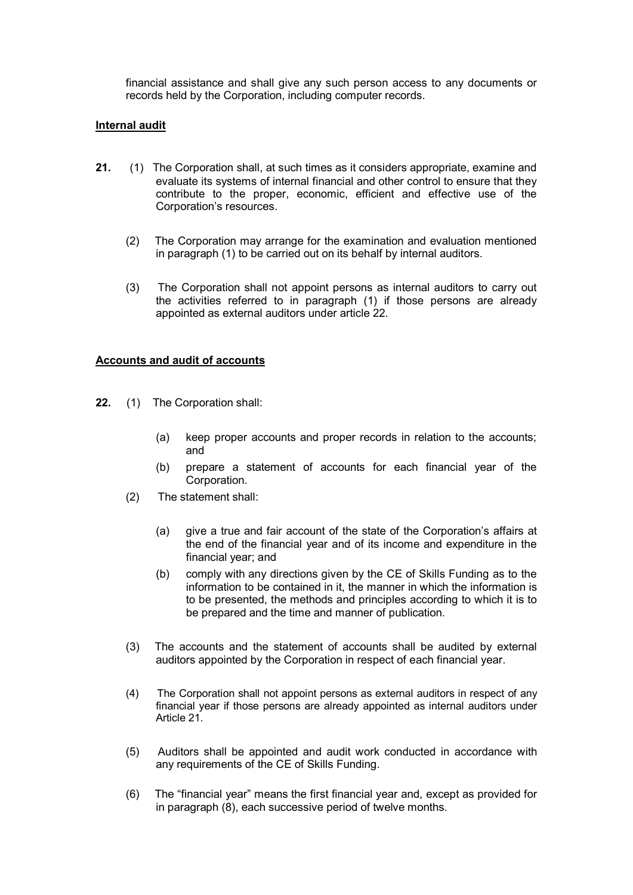financial assistance and shall give any such person access to any documents or records held by the Corporation, including computer records.

**Internal audit**

**21.** (1) The Corporation shall, at such times as it considers appropriate, examine and evaluate its systems of internal financial and other control to ensure that they contribute to the proper, economic, efficient and effective use of the Corporation's resources.

(2) The Corporation may arrange for the examination and evaluation mentioned in paragraph (1) to be carried out on its behalf by internal auditors.

(3) The Corporation shall not appoint persons as internal auditors to carry out the activities referred to in paragraph (1) if those persons are already appointed as external auditors under article 22.

**Accounts and audit of accounts**

**22.** (1) The Corporation shall:

(a) keep proper accounts and proper records in relation to the accounts; and

(b) prepare a statement of accounts for each financial year of the Corporation.

(2) The statement shall:

(a) give a true and fair account of the state of the Corporation's affairs at the end of the financial year and of its income and expenditure in the financial year; and

(b) comply with any directions given by the CE of Skills Funding as to the information to be contained in it, the manner in which the information is to be presented, the methods and principles according to which it is to be prepared and the time and manner of publication.

(3) The accounts and the statement of accounts shall be audited by external auditors appointed by the Corporation in respect of each financial year.

(4) The Corporation shall not appoint persons as external auditors in respect of any financial year if those persons are already appointed as internal auditors under Article 21.

(5) Auditors shall be appointed and audit work conducted in accordance with any requirements of the CE of Skills Funding.

(6) The "financial year" means the first financial year and, except as provided for in paragraph (8), each successive period of twelve months.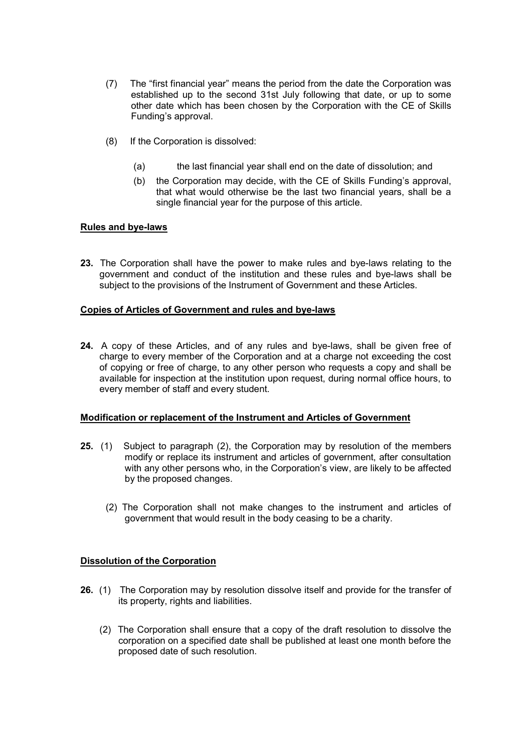(7) The "first financial year" means the period from the date the Corporation was established up to the second 31st July following that date, or up to some other date which has been chosen by the Corporation with the CE of Skills Funding's approval.

(8) If the Corporation is dissolved:

(a) the last financial year shall end on the date of dissolution; and

(b) the Corporation may decide, with the CE of Skills Funding's approval, that what would otherwise be the last two financial years, shall be a single financial year for the purpose of this article.

**Rules and bye-laws**

**23.** The Corporation shall have the power to make rules and bye-laws relating to the government and conduct of the institution and these rules and bye-laws shall be subject to the provisions of the Instrument of Government and these Articles.

**Copies of Articles of Government and rules and bye-laws**

**24.** A copy of these Articles, and of any rules and bye-laws, shall be given free of charge to every member of the Corporation and at a charge not exceeding the cost of copying or free of charge, to any other person who requests a copy and shall be available for inspection at the institution upon request, during normal office hours, to every member of staff and every student.

**Modification or replacement of the Instrument and Articles of Government**

**25.** (1) Subject to paragraph (2), the Corporation may by resolution of the members modify or replace its instrument and articles of government, after consultation with any other persons who, in the Corporation's view, are likely to be affected by the proposed changes.

(2) The Corporation shall not make changes to the instrument and articles of government that would result in the body ceasing to be a charity.

**Dissolution of the Corporation**

**26.** (1) The Corporation may by resolution dissolve itself and provide for the transfer of its property, rights and liabilities.

(2) The Corporation shall ensure that a copy of the draft resolution to dissolve the corporation on a specified date shall be published at least one month before the proposed date of such resolution.